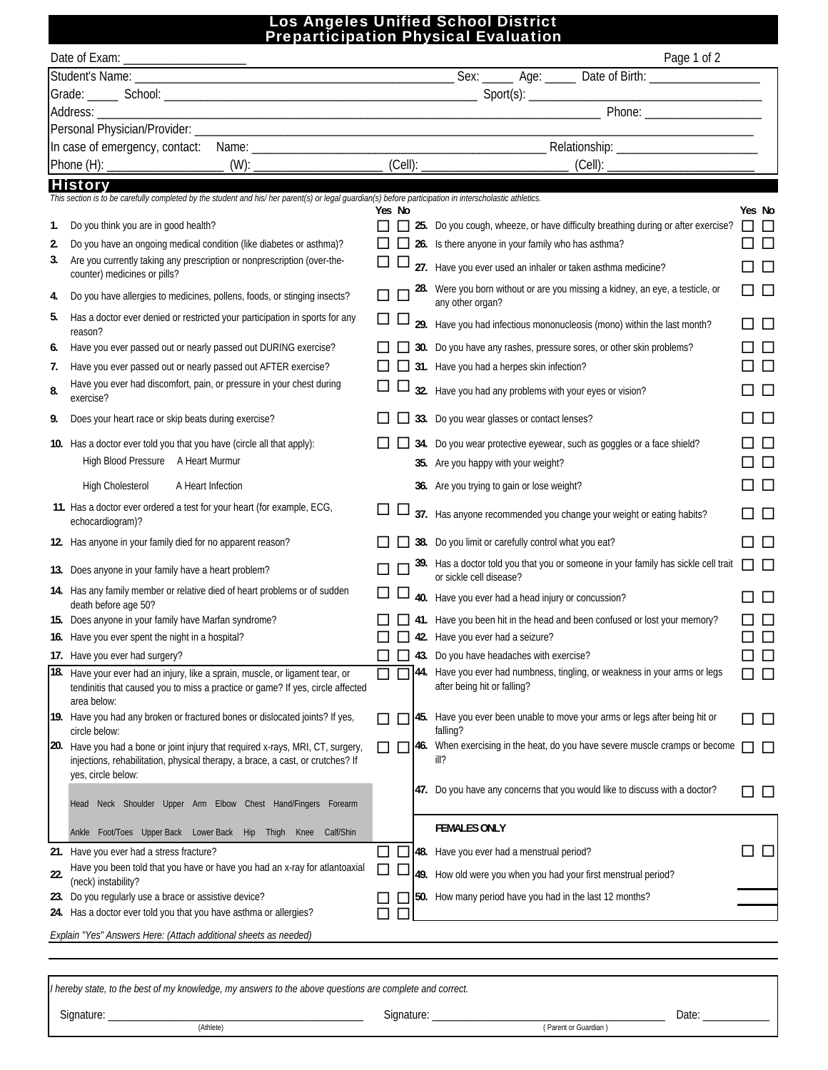# Los Angeles Unified School District
# Preparticipation Physical Evaluation

Date of Exam: ____________________

Student's Name: ________________________ Sex: _____ Age: _____ Date of Birth: __________________

Grade: _____ School: ________________________ Sport(s): ________________________

Address: ________________________ Phone: __________________

Personal Physician/Provider: ________________________

In case of emergency, contact: Name: ________________________ Relationship: ______________________

Phone (H): __________________ (W): ____________________ (Cell): ______________________ (Cell): ______________________

## History

*This section is to be carefully completed by the student and his/ her parent(s) or legal guardian(s) before participation in interscholastic athletics.*

| # | Question | Yes | No |
|---|---|---|---|
| 1. | Do you think you are in good health? | ☐ | ☐ |
| 2. | Do you have an ongoing medical condition (like diabetes or asthma)? | ☐ | ☐ |
| 3. | Are you currently taking any prescription or nonprescription (over-the-counter) medicines or pills? | ☐ | ☐ |
| 4. | Do you have allergies to medicines, pollens, foods, or stinging insects? | ☐ | ☐ |
| 5. | Has a doctor ever denied or restricted your participation in sports for any reason? | ☐ | ☐ |
| 6. | Have you ever passed out or nearly passed out DURING exercise? | ☐ | ☐ |
| 7. | Have you ever passed out or nearly passed out AFTER exercise? | ☐ | ☐ |
| 8. | Have you ever had discomfort, pain, or pressure in your chest during exercise? | ☐ | ☐ |
| 9. | Does your heart race or skip beats during exercise? | ☐ | ☐ |
| 10. | Has a doctor ever told you that you have (circle all that apply): High Blood Pressure, A Heart Murmur, High Cholesterol, A Heart Infection | ☐ | ☐ |
| 11. | Has a doctor ever ordered a test for your heart (for example, ECG, echocardiogram)? | ☐ | ☐ |
| 12. | Has anyone in your family died for no apparent reason? | ☐ | ☐ |
| 13. | Does anyone in your family have a heart problem? | ☐ | ☐ |
| 14. | Has any family member or relative died of heart problems or of sudden death before age 50? | ☐ | ☐ |
| 15. | Does anyone in your family have Marfan syndrome? | ☐ | ☐ |
| 16. | Have you ever spent the night in a hospital? | ☐ | ☐ |
| 17. | Have you ever had surgery? | ☐ | ☐ |
| 18. | Have your ever had an injury, like a sprain, muscle, or ligament tear, or tendinitis that caused you to miss a practice or game? If yes, circle affected area below: | ☐ | ☐ |
| 19. | Have you had any broken or fractured bones or dislocated joints? If yes, circle below: | ☐ | ☐ |
| 20. | Have you had a bone or joint injury that required x-rays, MRI, CT, surgery, injections, rehabilitation, physical therapy, a brace, a cast, or crutches? If yes, circle below: | ☐ | ☐ |
| | Head Neck Shoulder Upper Arm Elbow Chest Hand/Fingers Forearm | | |
| | Ankle Foot/Toes Upper Back Lower Back Hip Thigh Knee Calf/Shin | | |
| 21. | Have you ever had a stress fracture? | ☐ | ☐ |
| 22. | Have you been told that you have or have you had an x-ray for atlantoaxial (neck) instability? | ☐ | ☐ |
| 23. | Do you regularly use a brace or assistive device? | ☐ | ☐ |
| 24. | Has a doctor ever told you that you have asthma or allergies? | ☐ | ☐ |
| 25. | Do you cough, wheeze, or have difficulty breathing during or after exercise? | ☐ | ☐ |
| 26. | Is there anyone in your family who has asthma? | ☐ | ☐ |
| 27. | Have you ever used an inhaler or taken asthma medicine? | ☐ | ☐ |
| 28. | Were you born without or are you missing a kidney, an eye, a testicle, or any other organ? | ☐ | ☐ |
| 29. | Have you had infectious mononucleosis (mono) within the last month? | ☐ | ☐ |
| 30. | Do you have any rashes, pressure sores, or other skin problems? | ☐ | ☐ |
| 31. | Have you had a herpes skin infection? | ☐ | ☐ |
| 32. | Have you had any problems with your eyes or vision? | ☐ | ☐ |
| 33. | Do you wear glasses or contact lenses? | ☐ | ☐ |
| 34. | Do you wear protective eyewear, such as goggles or a face shield? | ☐ | ☐ |
| 35. | Are you happy with your weight? | ☐ | ☐ |
| 36. | Are you trying to gain or lose weight? | ☐ | ☐ |
| 37. | Has anyone recommended you change your weight or eating habits? | ☐ | ☐ |
| 38. | Do you limit or carefully control what you eat? | ☐ | ☐ |
| 39. | Has a doctor told you that you or someone in your family has sickle cell trait or sickle cell disease? | ☐ | ☐ |
| 40. | Have you ever had a head injury or concussion? | ☐ | ☐ |
| 41. | Have you been hit in the head and been confused or lost your memory? | ☐ | ☐ |
| 42. | Have you ever had a seizure? | ☐ | ☐ |
| 43. | Do you have headaches with exercise? | ☐ | ☐ |
| 44. | Have you ever had numbness, tingling, or weakness in your arms or legs after being hit or falling? | ☐ | ☐ |
| 45. | Have you ever been unable to move your arms or legs after being hit or falling? | ☐ | ☐ |
| 46. | When exercising in the heat, do you have severe muscle cramps or become ill? | ☐ | ☐ |
| 47. | Do you have any concerns that you would like to discuss with a doctor? | ☐ | ☐ |
| | **FEMALES ONLY** | | |
| 48. | Have you ever had a menstrual period? | ☐ | ☐ |
| 49. | How old were you when you had your first menstrual period? | ____ | |
| 50. | How many period have you had in the last 12 months? | ____ | |

*Explain "Yes" Answers Here: (Attach additional sheets as needed)*

________________________________________________

________________________________________________

*I hereby state, to the best of my knowledge, my answers to the above questions are complete and correct.*

Signature: ______________________________ (Athlete) Signature: ______________________________ (Parent or Guardian) Date: ____________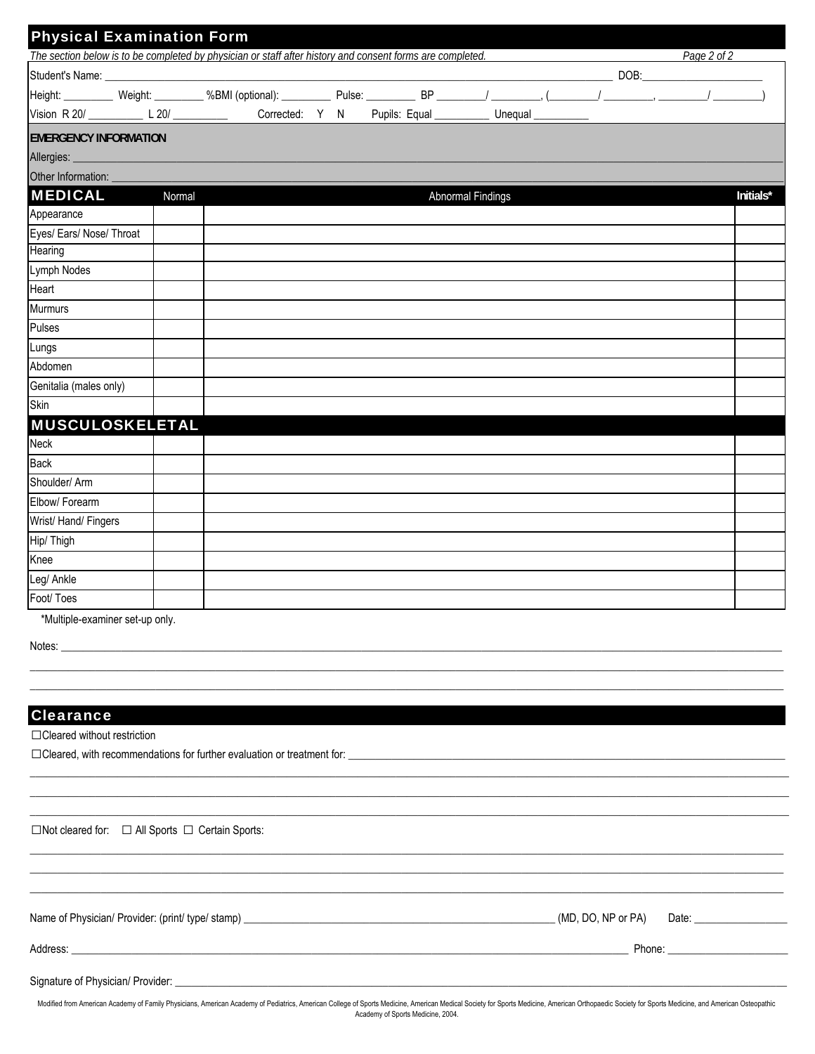## Physical Examination Form

*The section below is to be completed by physician or staff after history and consent forms are completed.*

Student's Name: ______________________________ DOB: ______________

Height: ________ Weight: ________ %BMI (optional): ________ Pulse: ________ BP ________/ ________, (________/ ________, ________/ ________)

Vision R 20/ __________ L 20/ __________ Corrected: Y N Pupils: Equal __________ Unequal __________

**EMERGENCY INFORMATION**

Allergies: ______________________________

Other Information: ______________________________

| MEDICAL | Normal | Abnormal Findings | Initials* |
|---|---|---|---|
| Appearance | | | |
| Eyes/ Ears/ Nose/ Throat | | | |
| Hearing | | | |
| Lymph Nodes | | | |
| Heart | | | |
| Murmurs | | | |
| Pulses | | | |
| Lungs | | | |
| Abdomen | | | |
| Genitalia (males only) | | | |
| Skin | | | |
| **MUSCULOSKELETAL** | | | |
| Neck | | | |
| Back | | | |
| Shoulder/ Arm | | | |
| Elbow/ Forearm | | | |
| Wrist/ Hand/ Fingers | | | |
| Hip/ Thigh | | | |
| Knee | | | |
| Leg/ Ankle | | | |
| Foot/ Toes | | | |

*Multiple-examiner set-up only.

Notes: ______________________________

## Clearance

☐Cleared without restriction

☐Cleared, with recommendations for further evaluation or treatment for: ______________________________

☐Not cleared for: ☐ All Sports ☐ Certain Sports:

Name of Physician/ Provider: (print/ type/ stamp) ______________________________ (MD, DO, NP or PA) Date: ______________

Address: ______________________________ Phone: ______________

Signature of Physician/ Provider: ______________________________

Modified from American Academy of Family Physicians, American Academy of Pediatrics, American College of Sports Medicine, American Medical Society for Sports Medicine, American Orthopaedic Society for Sports Medicine, and American Osteopathic Academy of Sports Medicine, 2004.